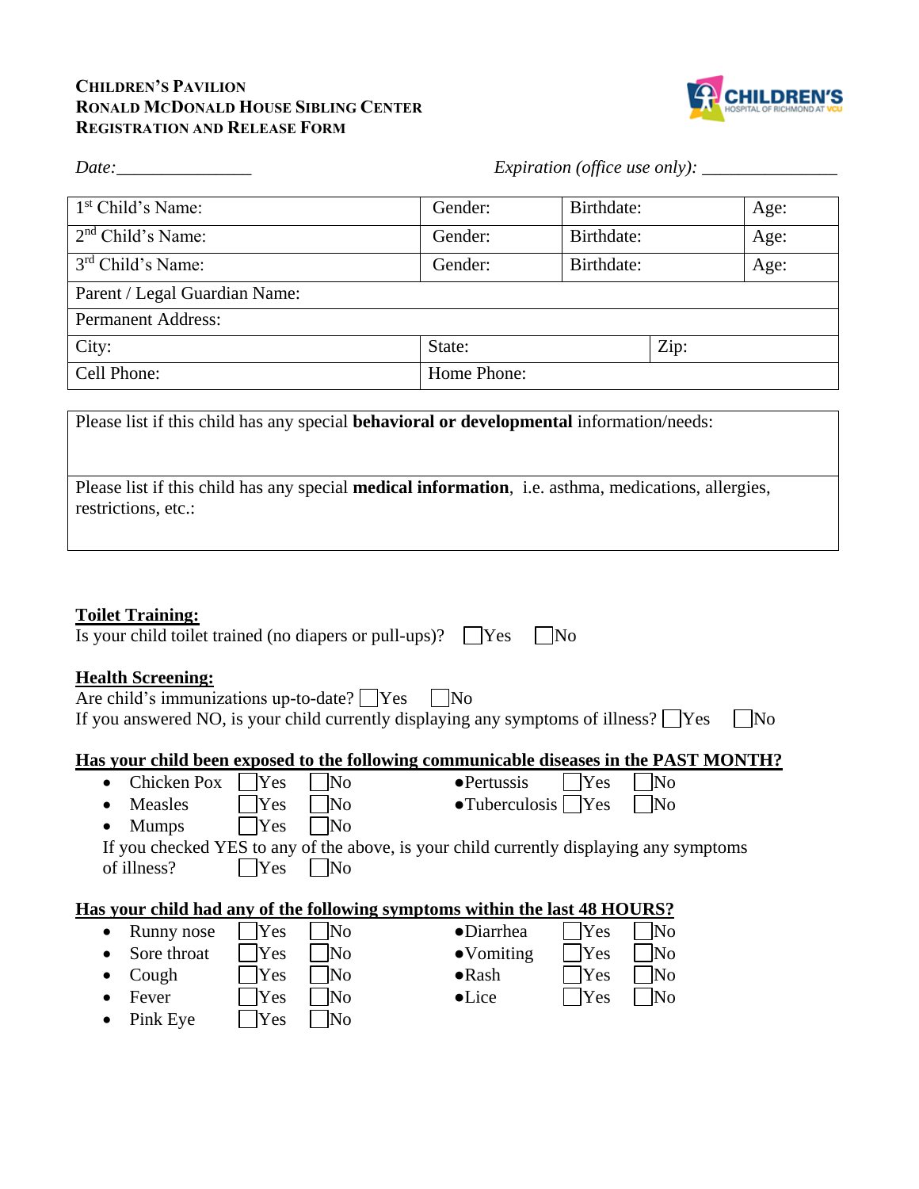**CHILDREN'S PAVILION**
**RONALD MCDONALD HOUSE SIBLING CENTER**
**REGISTRATION AND RELEASE FORM**

*Date:*_______________ *Expiration (office use only):* _______________

| 1st Child's Name: | Gender: | Birthdate: | Age: |
|---|---|---|---|
| 2nd Child's Name: | Gender: | Birthdate: | Age: |
| 3rd Child's Name: | Gender: | Birthdate: | Age: |
| Parent / Legal Guardian Name: | | | |
| Permanent Address: | | | |
| City: | State: | Zip: | |
| Cell Phone: | Home Phone: | | |

| Please list if this child has any special **behavioral or developmental** information/needs: |
|---|
| Please list if this child has any special **medical information**, i.e. asthma, medications, allergies, restrictions, etc.: |

**Toilet Training:**

Is your child toilet trained (no diapers or pull-ups)? ☐ Yes ☐ No

**Health Screening:**

Are child's immunizations up-to-date? ☐ Yes ☐ No

If you answered NO, is your child currently displaying any symptoms of illness? ☐ Yes ☐ No

**Has your child been exposed to the following communicable diseases in the PAST MONTH?**

- Chicken Pox ☐ Yes ☐ No
- Measles ☐ Yes ☐ No
- Mumps ☐ Yes ☐ No
- Pertussis ☐ Yes ☐ No
- Tuberculosis ☐ Yes ☐ No

If you checked YES to any of the above, is your child currently displaying any symptoms of illness? ☐ Yes ☐ No

**Has your child had any of the following symptoms within the last 48 HOURS?**

- Runny nose ☐ Yes ☐ No
- Sore throat ☐ Yes ☐ No
- Cough ☐ Yes ☐ No
- Fever ☐ Yes ☐ No
- Pink Eye ☐ Yes ☐ No
- Diarrhea ☐ Yes ☐ No
- Vomiting ☐ Yes ☐ No
- Rash ☐ Yes ☐ No
- Lice ☐ Yes ☐ No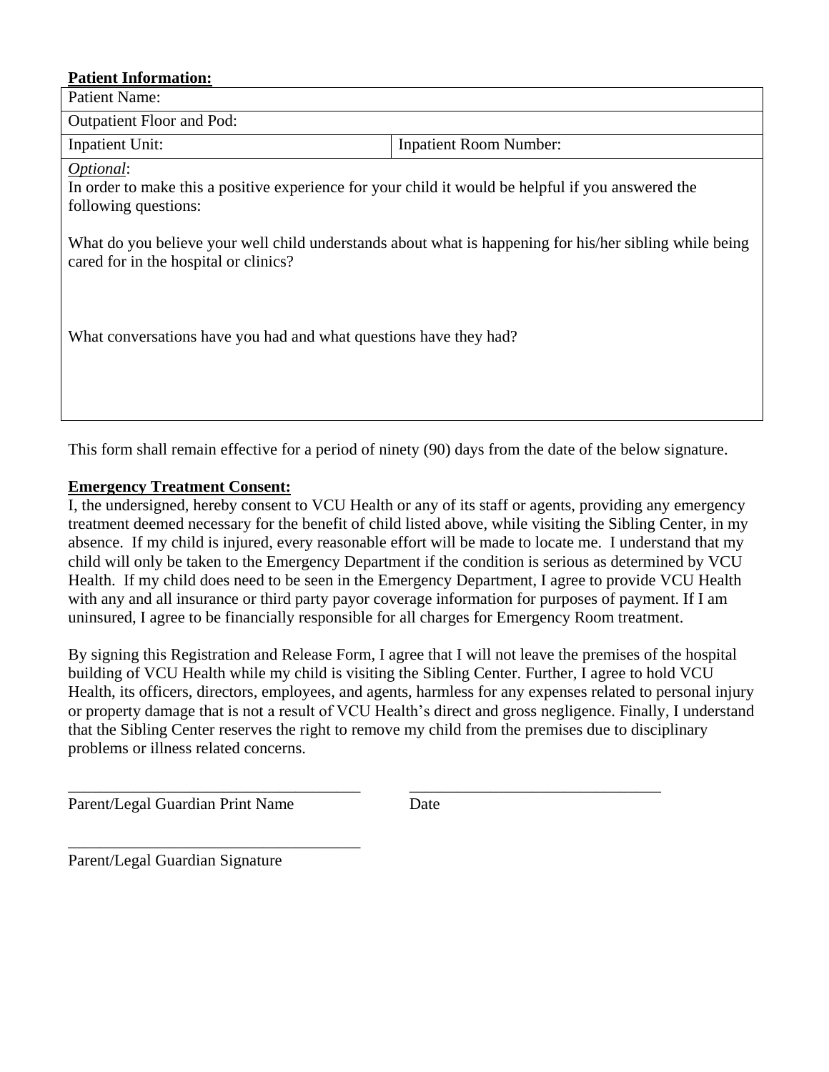**Patient Information:**

| | |
|---|---|
| Patient Name: | |
| Outpatient Floor and Pod: | |
| Inpatient Unit: | Inpatient Room Number: |

*Optional*:
In order to make this a positive experience for your child it would be helpful if you answered the following questions:

What do you believe your well child understands about what is happening for his/her sibling while being cared for in the hospital or clinics?

What conversations have you had and what questions have they had?

This form shall remain effective for a period of ninety (90) days from the date of the below signature.

**Emergency Treatment Consent:**

I, the undersigned, hereby consent to VCU Health or any of its staff or agents, providing any emergency treatment deemed necessary for the benefit of child listed above, while visiting the Sibling Center, in my absence. If my child is injured, every reasonable effort will be made to locate me. I understand that my child will only be taken to the Emergency Department if the condition is serious as determined by VCU Health. If my child does need to be seen in the Emergency Department, I agree to provide VCU Health with any and all insurance or third party payor coverage information for purposes of payment. If I am uninsured, I agree to be financially responsible for all charges for Emergency Room treatment.

By signing this Registration and Release Form, I agree that I will not leave the premises of the hospital building of VCU Health while my child is visiting the Sibling Center. Further, I agree to hold VCU Health, its officers, directors, employees, and agents, harmless for any expenses related to personal injury or property damage that is not a result of VCU Health's direct and gross negligence. Finally, I understand that the Sibling Center reserves the right to remove my child from the premises due to disciplinary problems or illness related concerns.

\_\_\_\_\_\_\_\_\_\_\_\_\_\_\_\_\_\_\_\_\_\_\_\_\_\_\_\_\_\_\_\_\_\_\_\_ \_\_\_\_\_\_\_\_\_\_\_\_\_\_\_\_\_\_\_\_\_\_\_\_\_\_\_\_\_\_\_\_
Parent/Legal Guardian Print Name Date

\_\_\_\_\_\_\_\_\_\_\_\_\_\_\_\_\_\_\_\_\_\_\_\_\_\_\_\_\_\_\_\_\_\_\_\_
Parent/Legal Guardian Signature